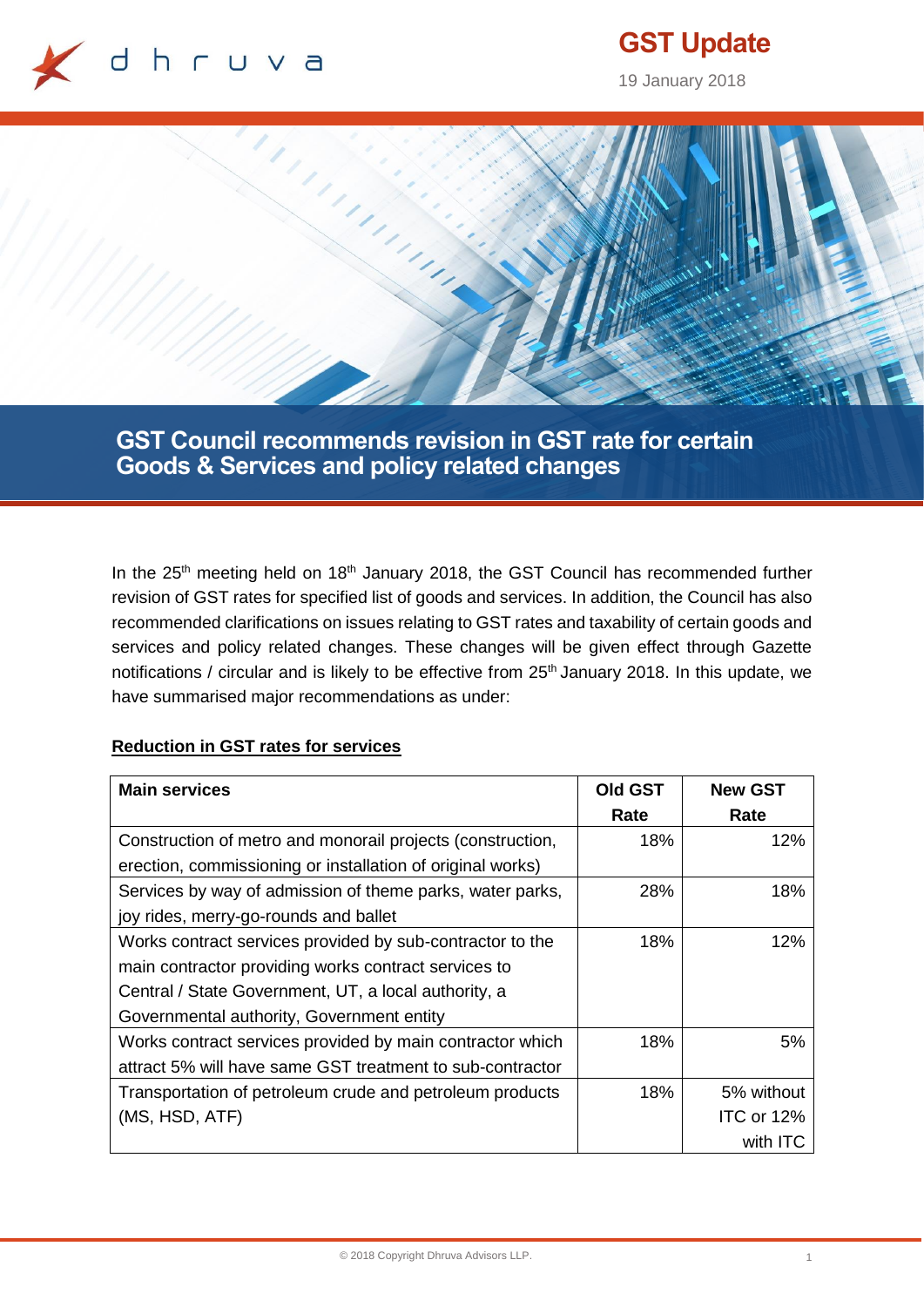# GST Update

19 January 2018

## GST Council recommends revision in GST rate for certain Goods & Services and policy related changes

In the 25th meeting held on 18th January 2018, the GST Council has recommended further revision of GST rates for specified list of goods and services. In addition, the Council has also recommended clarifications on issues relating to GST rates and taxability of certain goods and services and policy related changes. These changes will be given effect through Gazette notifications / circular and is likely to be effective from 25th January 2018. In this update, we have summarised major recommendations as under:

**Reduction in GST rates for services**

| Main services | Old GST Rate | New GST Rate |
|---|---|---|
| Construction of metro and monorail projects (construction, erection, commissioning or installation of original works) | 18% | 12% |
| Services by way of admission of theme parks, water parks, joy rides, merry-go-rounds and ballet | 28% | 18% |
| Works contract services provided by sub-contractor to the main contractor providing works contract services to Central / State Government, UT, a local authority, a Governmental authority, Government entity | 18% | 12% |
| Works contract services provided by main contractor which attract 5% will have same GST treatment to sub-contractor | 18% | 5% |
| Transportation of petroleum crude and petroleum products (MS, HSD, ATF) | 18% | 5% without ITC or 12% with ITC |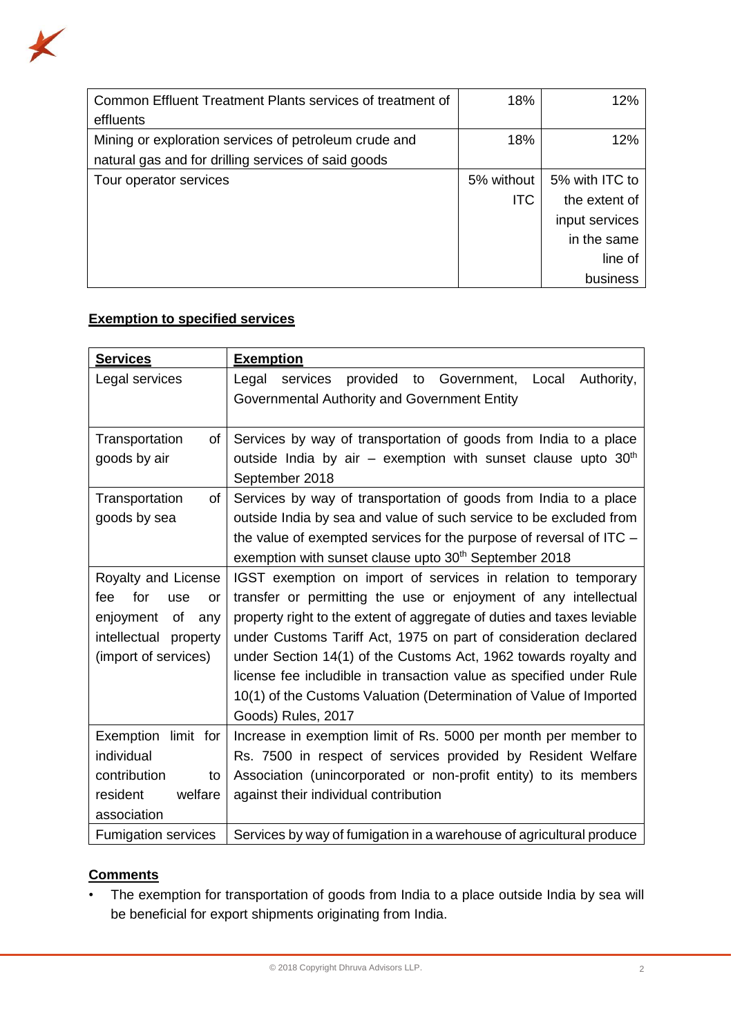| | | |
|---|---|---|
| Common Effluent Treatment Plants services of treatment of effluents | 18% | 12% |
| Mining or exploration services of petroleum crude and natural gas and for drilling services of said goods | 18% | 12% |
| Tour operator services | 5% without ITC | 5% with ITC to the extent of input services in the same line of business |

**Exemption to specified services**

| **Services** | **Exemption** |
|---|---|
| Legal services | Legal services provided to Government, Local Authority, Governmental Authority and Government Entity |
| Transportation of goods by air | Services by way of transportation of goods from India to a place outside India by air – exemption with sunset clause upto 30th September 2018 |
| Transportation of goods by sea | Services by way of transportation of goods from India to a place outside India by sea and value of such service to be excluded from the value of exempted services for the purpose of reversal of ITC – exemption with sunset clause upto 30th September 2018 |
| Royalty and License fee for use or enjoyment of any intellectual property (import of services) | IGST exemption on import of services in relation to temporary transfer or permitting the use or enjoyment of any intellectual property right to the extent of aggregate of duties and taxes leviable under Customs Tariff Act, 1975 on part of consideration declared under Section 14(1) of the Customs Act, 1962 towards royalty and license fee includible in transaction value as specified under Rule 10(1) of the Customs Valuation (Determination of Value of Imported Goods) Rules, 2017 |
| Exemption limit for individual contribution to resident welfare association | Increase in exemption limit of Rs. 5000 per month per member to Rs. 7500 in respect of services provided by Resident Welfare Association (unincorporated or non-profit entity) to its members against their individual contribution |
| Fumigation services | Services by way of fumigation in a warehouse of agricultural produce |

**Comments**

- The exemption for transportation of goods from India to a place outside India by sea will be beneficial for export shipments originating from India.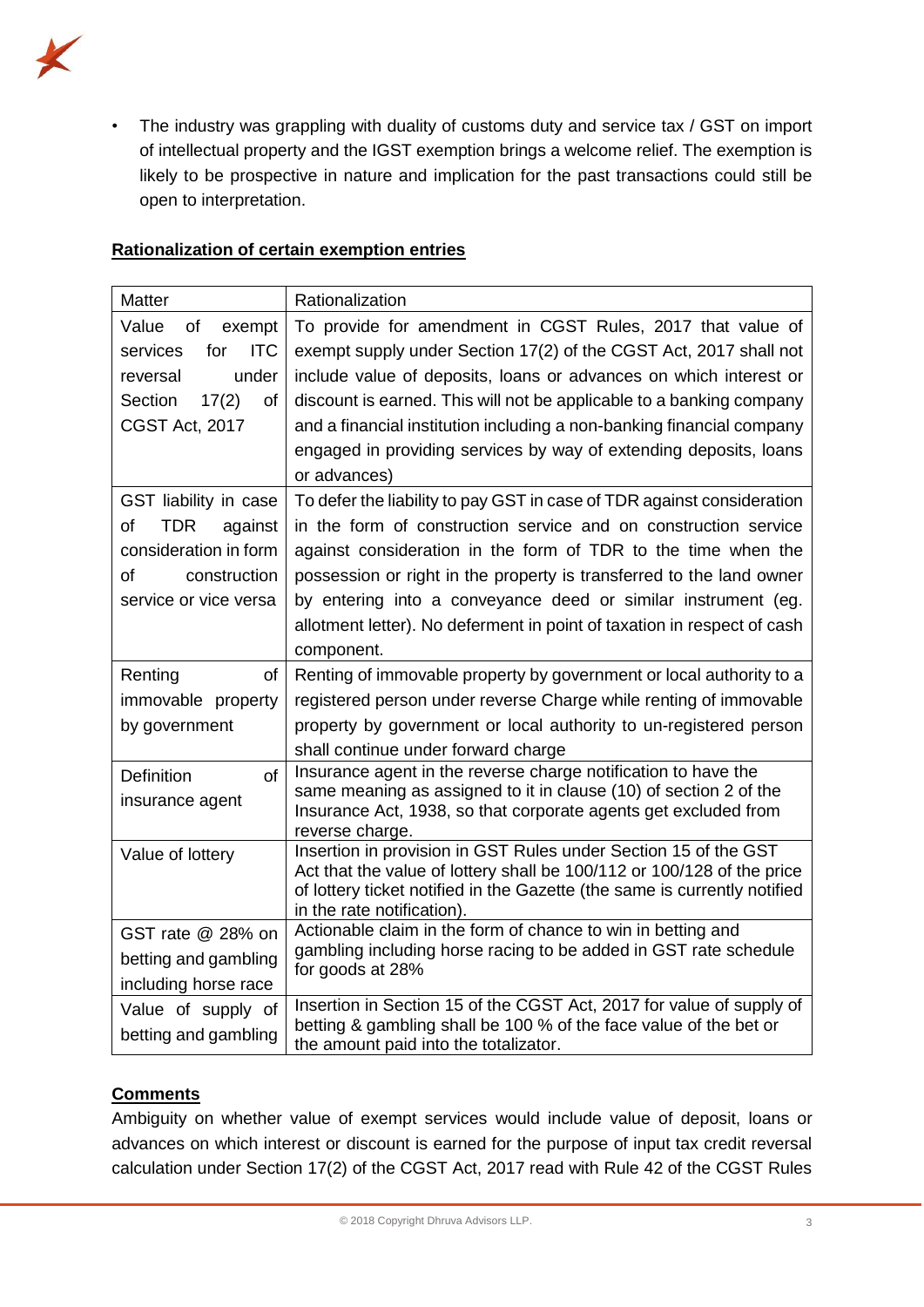- The industry was grappling with duality of customs duty and service tax / GST on import of intellectual property and the IGST exemption brings a welcome relief. The exemption is likely to be prospective in nature and implication for the past transactions could still be open to interpretation.

**Rationalization of certain exemption entries**

| Matter | Rationalization |
|---|---|
| Value of exempt services for ITC reversal under Section 17(2) of CGST Act, 2017 | To provide for amendment in CGST Rules, 2017 that value of exempt supply under Section 17(2) of the CGST Act, 2017 shall not include value of deposits, loans or advances on which interest or discount is earned. This will not be applicable to a banking company and a financial institution including a non-banking financial company engaged in providing services by way of extending deposits, loans or advances) |
| GST liability in case of TDR against consideration in form of construction service or vice versa | To defer the liability to pay GST in case of TDR against consideration in the form of construction service and on construction service against consideration in the form of TDR to the time when the possession or right in the property is transferred to the land owner by entering into a conveyance deed or similar instrument (eg. allotment letter). No deferment in point of taxation in respect of cash component. |
| Renting of immovable property by government | Renting of immovable property by government or local authority to a registered person under reverse Charge while renting of immovable property by government or local authority to un-registered person shall continue under forward charge |
| Definition of insurance agent | Insurance agent in the reverse charge notification to have the same meaning as assigned to it in clause (10) of section 2 of the Insurance Act, 1938, so that corporate agents get excluded from reverse charge. |
| Value of lottery | Insertion in provision in GST Rules under Section 15 of the GST Act that the value of lottery shall be 100/112 or 100/128 of the price of lottery ticket notified in the Gazette (the same is currently notified in the rate notification). |
| GST rate @ 28% on betting and gambling including horse race | Actionable claim in the form of chance to win in betting and gambling including horse racing to be added in GST rate schedule for goods at 28% |
| Value of supply of betting and gambling | Insertion in Section 15 of the CGST Act, 2017 for value of supply of betting & gambling shall be 100 % of the face value of the bet or the amount paid into the totalizator. |

**Comments**

Ambiguity on whether value of exempt services would include value of deposit, loans or advances on which interest or discount is earned for the purpose of input tax credit reversal calculation under Section 17(2) of the CGST Act, 2017 read with Rule 42 of the CGST Rules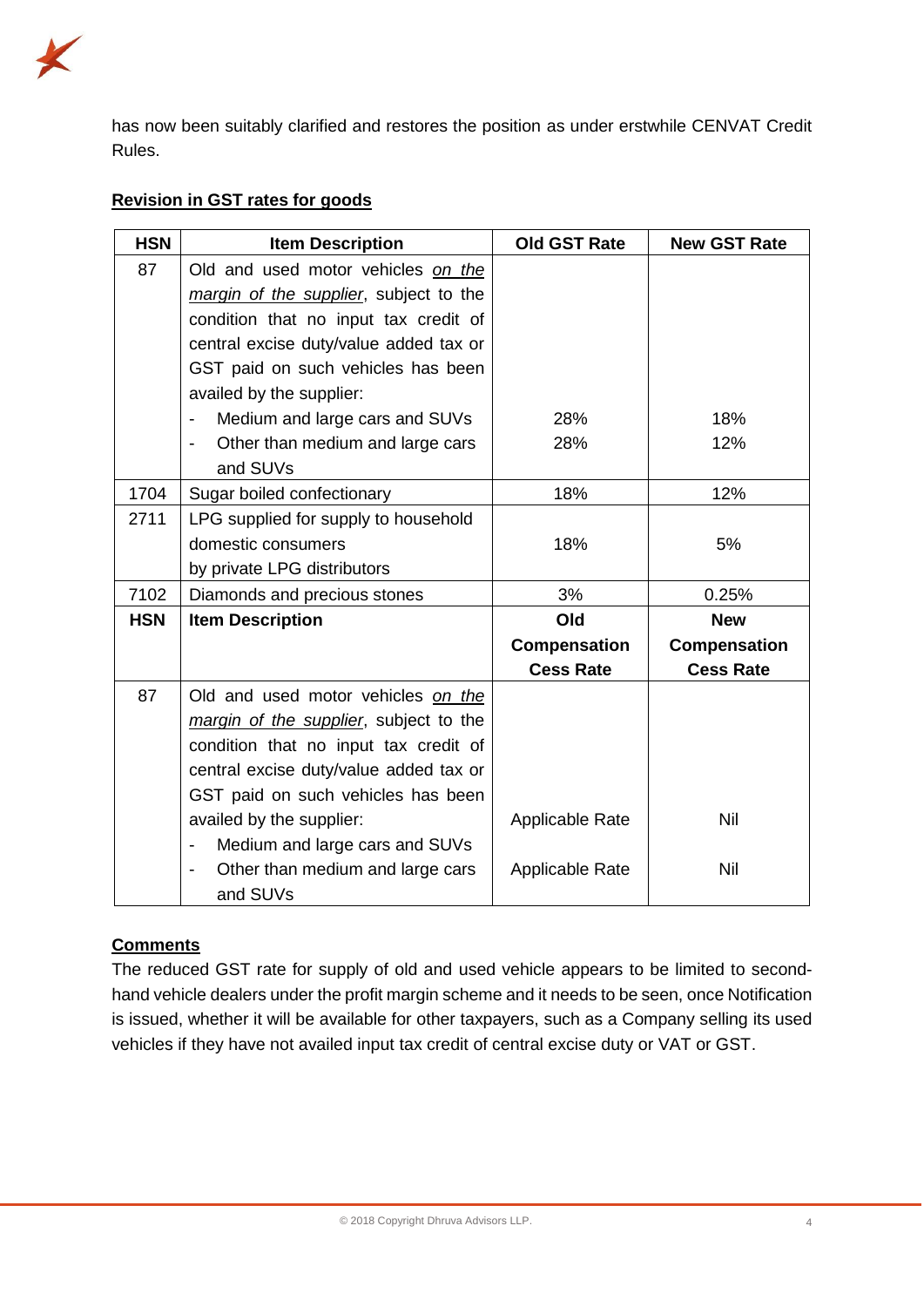has now been suitably clarified and restores the position as under erstwhile CENVAT Credit Rules.

**Revision in GST rates for goods**

| HSN | Item Description | Old GST Rate | New GST Rate |
|---|---|---|---|
| 87 | Old and used motor vehicles *on the margin of the supplier*, subject to the condition that no input tax credit of central excise duty/value added tax or GST paid on such vehicles has been availed by the supplier: | | |
| | - Medium and large cars and SUVs | 28% | 18% |
| | - Other than medium and large cars and SUVs | 28% | 12% |
| 1704 | Sugar boiled confectionary | 18% | 12% |
| 2711 | LPG supplied for supply to household domestic consumers by private LPG distributors | 18% | 5% |
| 7102 | Diamonds and precious stones | 3% | 0.25% |
| **HSN** | **Item Description** | **Old Compensation Cess Rate** | **New Compensation Cess Rate** |
| 87 | Old and used motor vehicles *on the margin of the supplier*, subject to the condition that no input tax credit of central excise duty/value added tax or GST paid on such vehicles has been availed by the supplier: | | |
| | - Medium and large cars and SUVs | Applicable Rate | Nil |
| | - Other than medium and large cars and SUVs | Applicable Rate | Nil |

**Comments**

The reduced GST rate for supply of old and used vehicle appears to be limited to second-hand vehicle dealers under the profit margin scheme and it needs to be seen, once Notification is issued, whether it will be available for other taxpayers, such as a Company selling its used vehicles if they have not availed input tax credit of central excise duty or VAT or GST.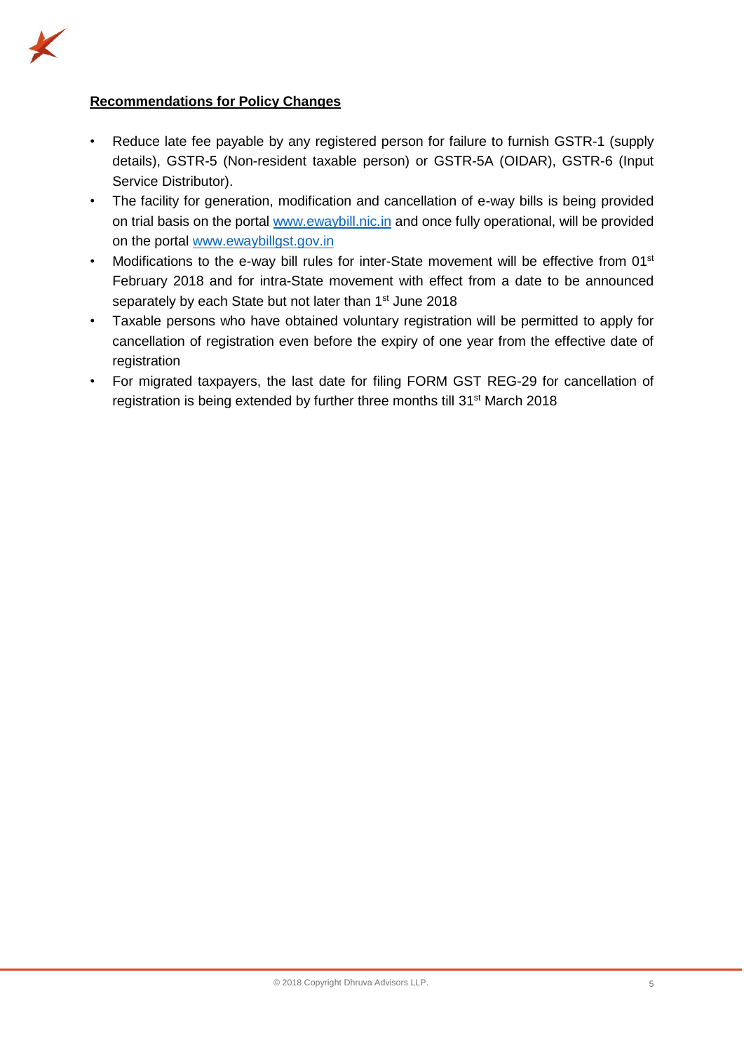**Recommendations for Policy Changes**

- Reduce late fee payable by any registered person for failure to furnish GSTR-1 (supply details), GSTR-5 (Non-resident taxable person) or GSTR-5A (OIDAR), GSTR-6 (Input Service Distributor).
- The facility for generation, modification and cancellation of e-way bills is being provided on trial basis on the portal [www.ewaybill.nic.in](http://www.ewaybill.nic.in) and once fully operational, will be provided on the portal [www.ewaybillgst.gov.in](http://www.ewaybillgst.gov.in)
- Modifications to the e-way bill rules for inter-State movement will be effective from 01st February 2018 and for intra-State movement with effect from a date to be announced separately by each State but not later than 1st June 2018
- Taxable persons who have obtained voluntary registration will be permitted to apply for cancellation of registration even before the expiry of one year from the effective date of registration
- For migrated taxpayers, the last date for filing FORM GST REG-29 for cancellation of registration is being extended by further three months till 31st March 2018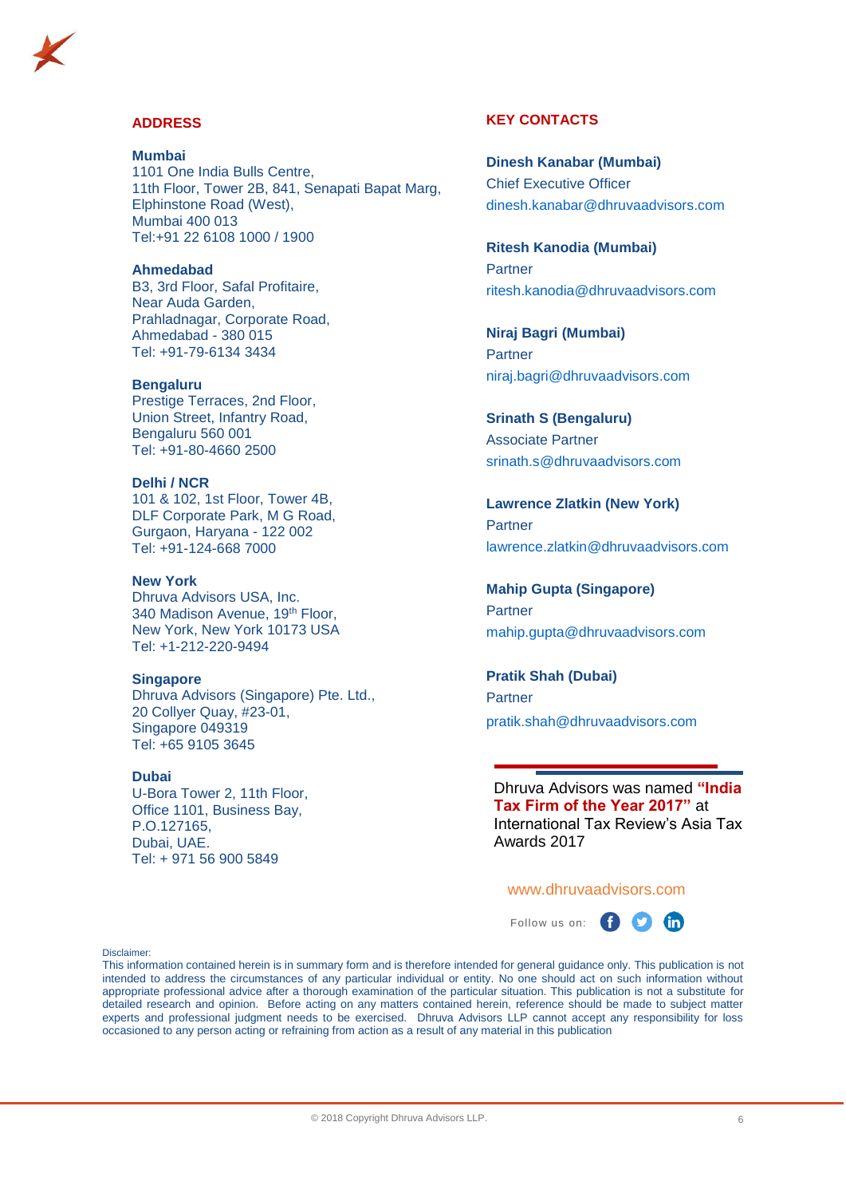## ADDRESS

**Mumbai**
1101 One India Bulls Centre,
11th Floor, Tower 2B, 841, Senapati Bapat Marg,
Elphinstone Road (West),
Mumbai 400 013
Tel:+91 22 6108 1000 / 1900

**Ahmedabad**
B3, 3rd Floor, Safal Profitaire,
Near Auda Garden,
Prahladnagar, Corporate Road,
Ahmedabad - 380 015
Tel: +91-79-6134 3434

**Bengaluru**
Prestige Terraces, 2nd Floor,
Union Street, Infantry Road,
Bengaluru 560 001
Tel: +91-80-4660 2500

**Delhi / NCR**
101 & 102, 1st Floor, Tower 4B,
DLF Corporate Park, M G Road,
Gurgaon, Haryana - 122 002
Tel: +91-124-668 7000

**New York**
Dhruva Advisors USA, Inc.
340 Madison Avenue, 19th Floor,
New York, New York 10173 USA
Tel: +1-212-220-9494

**Singapore**
Dhruva Advisors (Singapore) Pte. Ltd.,
20 Collyer Quay, #23-01,
Singapore 049319
Tel: +65 9105 3645

**Dubai**
U-Bora Tower 2, 11th Floor,
Office 1101, Business Bay,
P.O.127165,
Dubai, UAE.
Tel: + 971 56 900 5849

## KEY CONTACTS

**Dinesh Kanabar (Mumbai)**
Chief Executive Officer
dinesh.kanabar@dhruvaadvisors.com

**Ritesh Kanodia (Mumbai)**
Partner
ritesh.kanodia@dhruvaadvisors.com

**Niraj Bagri (Mumbai)**
Partner
niraj.bagri@dhruvaadvisors.com

**Srinath S (Bengaluru)**
Associate Partner
srinath.s@dhruvaadvisors.com

**Lawrence Zlatkin (New York)**
Partner
lawrence.zlatkin@dhruvaadvisors.com

**Mahip Gupta (Singapore)**
Partner
mahip.gupta@dhruvaadvisors.com

**Pratik Shah (Dubai)**
Partner
pratik.shah@dhruvaadvisors.com

Dhruva Advisors was named **"India Tax Firm of the Year 2017"** at International Tax Review's Asia Tax Awards 2017

www.dhruvaadvisors.com

Follow us on:

Disclaimer:
This information contained herein is in summary form and is therefore intended for general guidance only. This publication is not intended to address the circumstances of any particular individual or entity. No one should act on such information without appropriate professional advice after a thorough examination of the particular situation. This publication is not a substitute for detailed research and opinion. Before acting on any matters contained herein, reference should be made to subject matter experts and professional judgment needs to be exercised. Dhruva Advisors LLP cannot accept any responsibility for loss occasioned to any person acting or refraining from action as a result of any material in this publication

© 2018 Copyright Dhruva Advisors LLP.